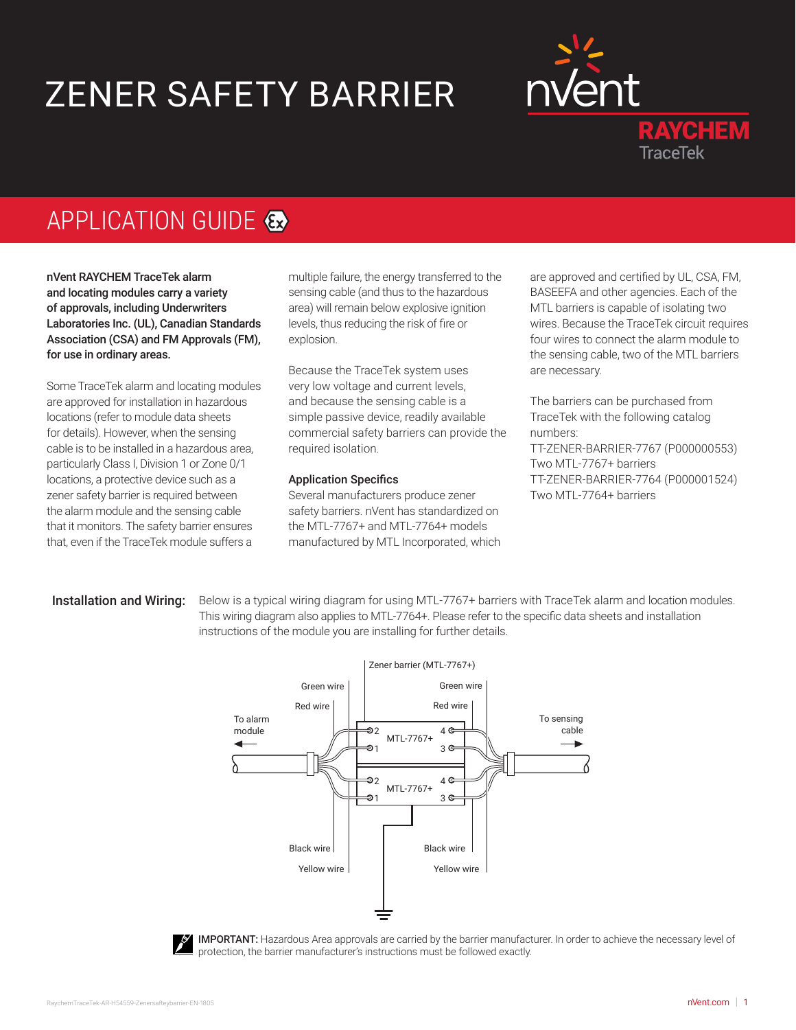# ZENER SAFETY BARRIER

nVent RAYCHEM TraceTek

## APPLICATION GUIDE

**nVent RAYCHEM TraceTek alarm and locating modules carry a variety of approvals, including Underwriters Laboratories Inc. (UL), Canadian Standards Association (CSA) and FM Approvals (FM), for use in ordinary areas.**

Some TraceTek alarm and locating modules are approved for installation in hazardous locations (refer to module data sheets for details). However, when the sensing cable is to be installed in a hazardous area, particularly Class I, Division 1 or Zone 0/1 locations, a protective device such as a zener safety barrier is required between the alarm module and the sensing cable that it monitors. The safety barrier ensures that, even if the TraceTek module suffers a multiple failure, the energy transferred to the sensing cable (and thus to the hazardous area) will remain below explosive ignition levels, thus reducing the risk of fire or explosion.

Because the TraceTek system uses very low voltage and current levels, and because the sensing cable is a simple passive device, readily available commercial safety barriers can provide the required isolation.

### Application Specifics

Several manufacturers produce zener safety barriers. nVent has standardized on the MTL-7767+ and MTL-7764+ models manufactured by MTL Incorporated, which are approved and certified by UL, CSA, FM, BASEEFA and other agencies. Each of the MTL barriers is capable of isolating two wires. Because the TraceTek circuit requires four wires to connect the alarm module to the sensing cable, two of the MTL barriers are necessary.

The barriers can be purchased from TraceTek with the following catalog numbers:

TT-ZENER-BARRIER-7767 (P000000553)
Two MTL-7767+ barriers
TT-ZENER-BARRIER-7764 (P000001524)
Two MTL-7764+ barriers

**Installation and Wiring:** Below is a typical wiring diagram for using MTL-7767+ barriers with TraceTek alarm and location modules. This wiring diagram also applies to MTL-7764+. Please refer to the specific data sheets and installation instructions of the module you are installing for further details.

Zener barrier (MTL-7767+)

Green wire | Green wire
Red wire | Red wire
To alarm module | To sensing cable
MTL-7767+ (terminals 2, 1, 4, 3)
MTL-7767+ (terminals 2, 1, 4, 3)
Black wire | Black wire
Yellow wire | Yellow wire

**IMPORTANT:** Hazardous Area approvals are carried by the barrier manufacturer. In order to achieve the necessary level of protection, the barrier manufacturer's instructions must be followed exactly.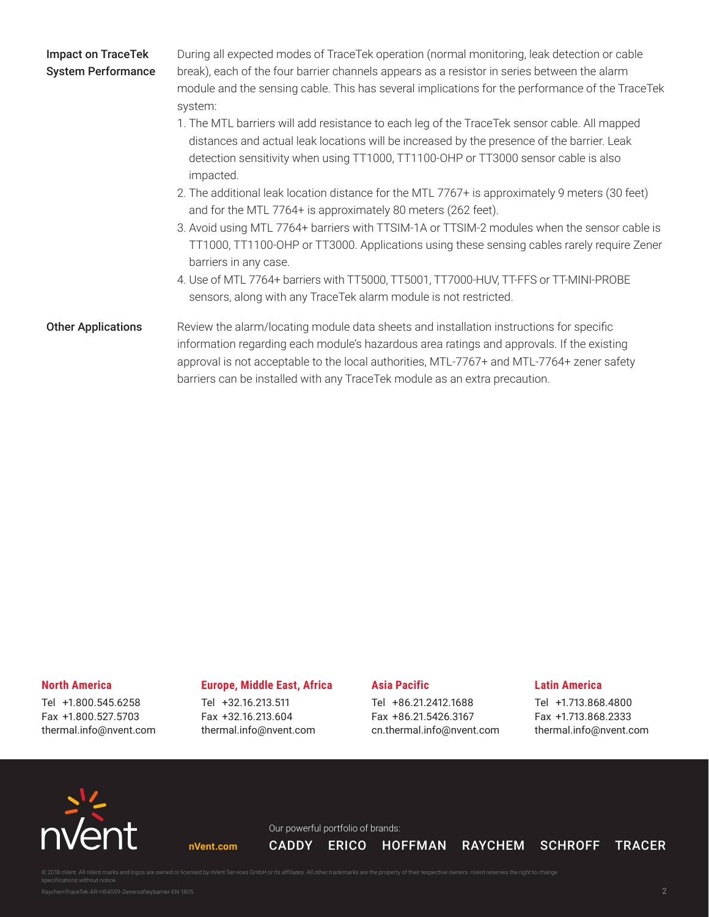### Impact on TraceTek System Performance

During all expected modes of TraceTek operation (normal monitoring, leak detection or cable break), each of the four barrier channels appears as a resistor in series between the alarm module and the sensing cable. This has several implications for the performance of the TraceTek system:

1. The MTL barriers will add resistance to each leg of the TraceTek sensor cable. All mapped distances and actual leak locations will be increased by the presence of the barrier. Leak detection sensitivity when using TT1000, TT1100-OHP or TT3000 sensor cable is also impacted.
2. The additional leak location distance for the MTL 7767+ is approximately 9 meters (30 feet) and for the MTL 7764+ is approximately 80 meters (262 feet).
3. Avoid using MTL 7764+ barriers with TTSIM-1A or TTSIM-2 modules when the sensor cable is TT1000, TT1100-OHP or TT3000. Applications using these sensing cables rarely require Zener barriers in any case.
4. Use of MTL 7764+ barriers with TT5000, TT5001, TT7000-HUV, TT-FFS or TT-MINI-PROBE sensors, along with any TraceTek alarm module is not restricted.

### Other Applications

Review the alarm/locating module data sheets and installation instructions for specific information regarding each module's hazardous area ratings and approvals. If the existing approval is not acceptable to the local authorities, MTL-7767+ and MTL-7764+ zener safety barriers can be installed with any TraceTek module as an extra precaution.

**North America**
Tel +1.800.545.6258
Fax +1.800.527.5703
thermal.info@nvent.com

**Europe, Middle East, Africa**
Tel +32.16.213.511
Fax +32.16.213.604
thermal.info@nvent.com

**Asia Pacific**
Tel +86.21.2412.1688
Fax +86.21.5426.3167
cn.thermal.info@nvent.com

**Latin America**
Tel +1.713.868.4800
Fax +1.713.868.2333
thermal.info@nvent.com

nVent

nVent.com

Our powerful portfolio of brands:
CADDY ERICO HOFFMAN RAYCHEM SCHROFF TRACER

© 2018 nVent. All nVent marks and logos are owned or licensed by nVent Services GmbH or its affiliates. All other trademarks are the property of their respective owners. nVent reserves the right to change specifications without notice.

RaychemTraceTek-AR-H54559-Zenersafteybarrier-EN-1805